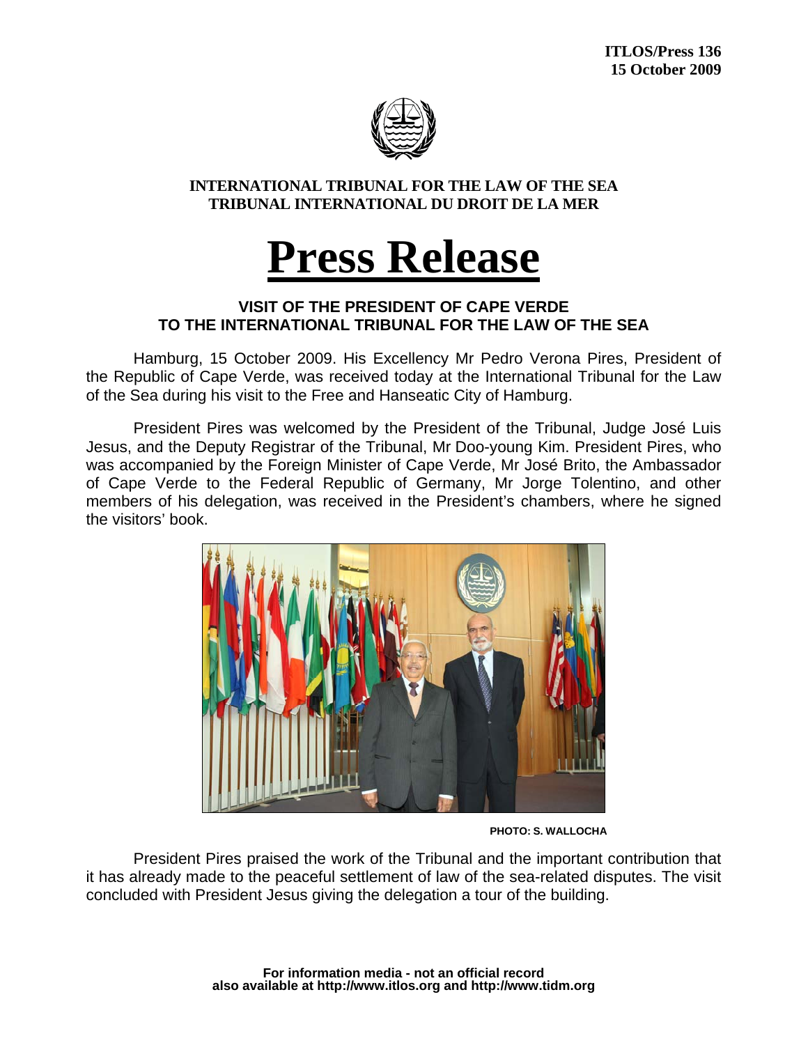**ITLOS/Press 136**
**15 October 2009**

**INTERNATIONAL TRIBUNAL FOR THE LAW OF THE SEA**
**TRIBUNAL INTERNATIONAL DU DROIT DE LA MER**

# Press Release

## VISIT OF THE PRESIDENT OF CAPE VERDE TO THE INTERNATIONAL TRIBUNAL FOR THE LAW OF THE SEA

Hamburg, 15 October 2009. His Excellency Mr Pedro Verona Pires, President of the Republic of Cape Verde, was received today at the International Tribunal for the Law of the Sea during his visit to the Free and Hanseatic City of Hamburg.

President Pires was welcomed by the President of the Tribunal, Judge José Luis Jesus, and the Deputy Registrar of the Tribunal, Mr Doo-young Kim. President Pires, who was accompanied by the Foreign Minister of Cape Verde, Mr José Brito, the Ambassador of Cape Verde to the Federal Republic of Germany, Mr Jorge Tolentino, and other members of his delegation, was received in the President's chambers, where he signed the visitors' book.

PHOTO: S. WALLOCHA

President Pires praised the work of the Tribunal and the important contribution that it has already made to the peaceful settlement of law of the sea-related disputes. The visit concluded with President Jesus giving the delegation a tour of the building.

**For information media - not an official record**
**also available at http://www.itlos.org and http://www.tidm.org**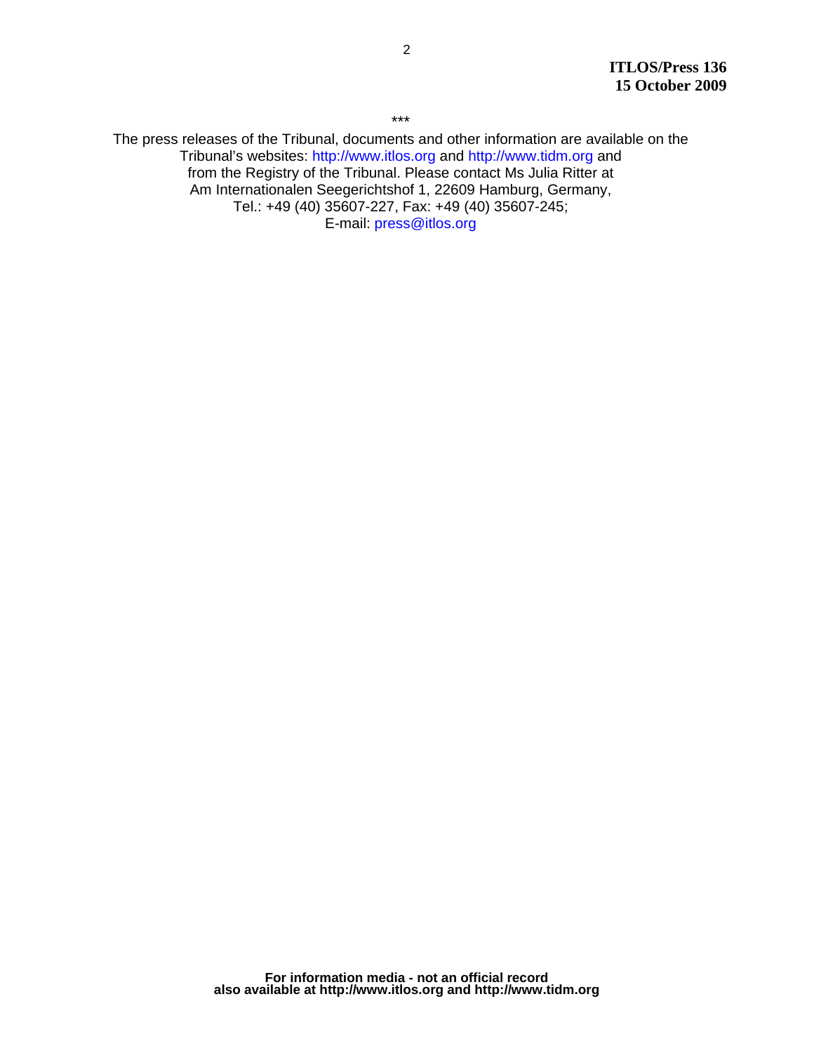\*\*\*

The press releases of the Tribunal, documents and other information are available on the Tribunal's websites: http://www.itlos.org and http://www.tidm.org and from the Registry of the Tribunal. Please contact Ms Julia Ritter at Am Internationalen Seegerichtshof 1, 22609 Hamburg, Germany, Tel.: +49 (40) 35607-227, Fax: +49 (40) 35607-245; E-mail: press@itlos.org